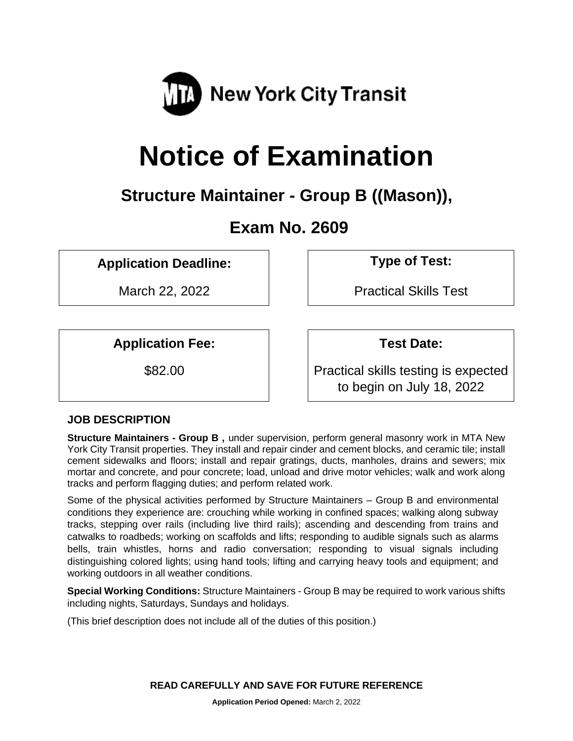MTA New York City Transit

# Notice of Examination

## Structure Maintainer - Group B ((Mason)),

## Exam No. 2609

| Application Deadline: | Type of Test: |
| --- | --- |
| March 22, 2022 | Practical Skills Test |

| Application Fee: | Test Date: |
| --- | --- |
| $82.00 | Practical skills testing is expected to begin on July 18, 2022 |

### JOB DESCRIPTION

**Structure Maintainers - Group B ,** under supervision, perform general masonry work in MTA New York City Transit properties. They install and repair cinder and cement blocks, and ceramic tile; install cement sidewalks and floors; install and repair gratings, ducts, manholes, drains and sewers; mix mortar and concrete, and pour concrete; load, unload and drive motor vehicles; walk and work along tracks and perform flagging duties; and perform related work.

Some of the physical activities performed by Structure Maintainers – Group B and environmental conditions they experience are: crouching while working in confined spaces; walking along subway tracks, stepping over rails (including live third rails); ascending and descending from trains and catwalks to roadbeds; working on scaffolds and lifts; responding to audible signals such as alarms bells, train whistles, horns and radio conversation; responding to visual signals including distinguishing colored lights; using hand tools; lifting and carrying heavy tools and equipment; and working outdoors in all weather conditions.

**Special Working Conditions:** Structure Maintainers - Group B may be required to work various shifts including nights, Saturdays, Sundays and holidays.

(This brief description does not include all of the duties of this position.)

**READ CAREFULLY AND SAVE FOR FUTURE REFERENCE**

**Application Period Opened:** March 2, 2022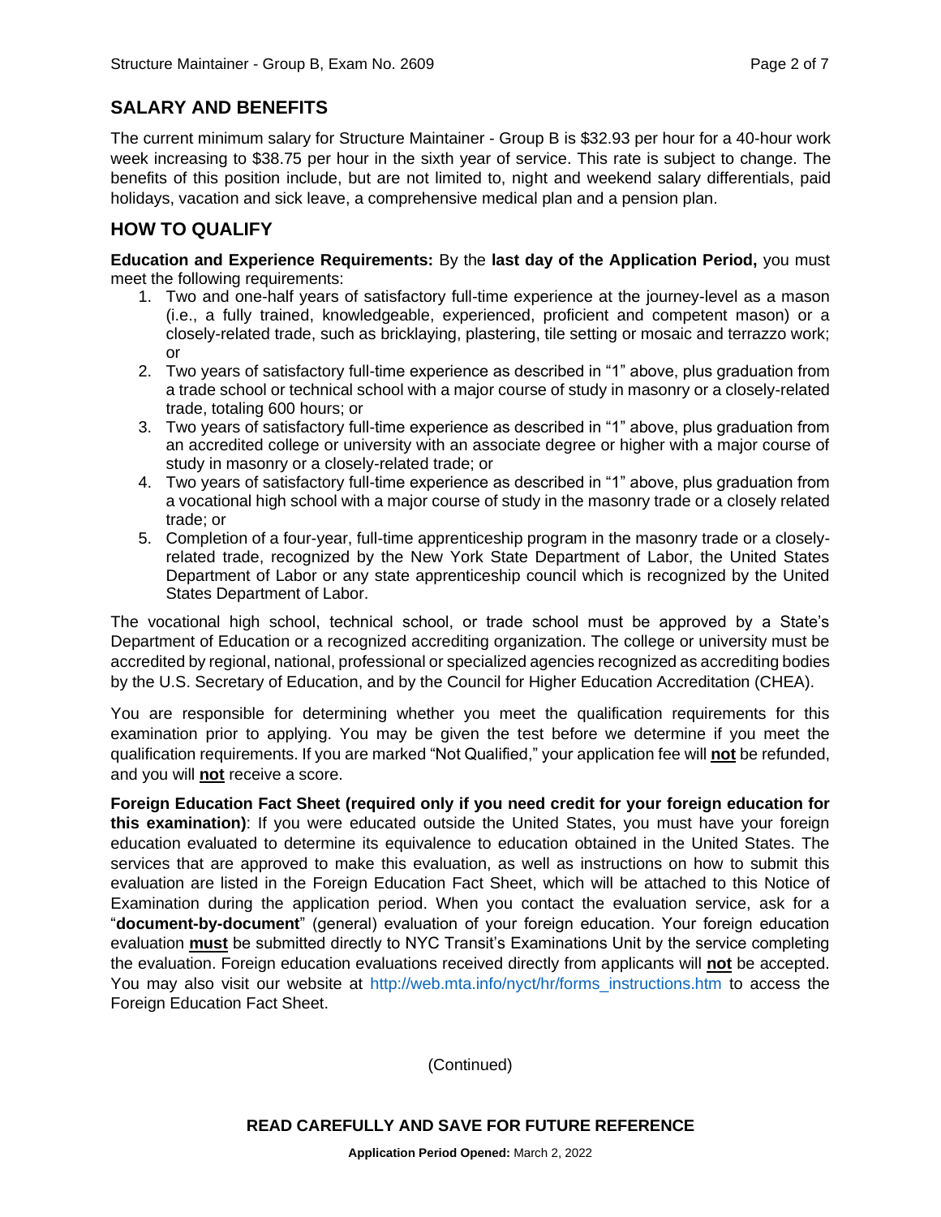## SALARY AND BENEFITS

The current minimum salary for Structure Maintainer - Group B is $32.93 per hour for a 40-hour work week increasing to $38.75 per hour in the sixth year of service. This rate is subject to change. The benefits of this position include, but are not limited to, night and weekend salary differentials, paid holidays, vacation and sick leave, a comprehensive medical plan and a pension plan.

## HOW TO QUALIFY

**Education and Experience Requirements:** By the **last day of the Application Period,** you must meet the following requirements:

1. Two and one-half years of satisfactory full-time experience at the journey-level as a mason (i.e., a fully trained, knowledgeable, experienced, proficient and competent mason) or a closely-related trade, such as bricklaying, plastering, tile setting or mosaic and terrazzo work; or
2. Two years of satisfactory full-time experience as described in "1" above, plus graduation from a trade school or technical school with a major course of study in masonry or a closely-related trade, totaling 600 hours; or
3. Two years of satisfactory full-time experience as described in "1" above, plus graduation from an accredited college or university with an associate degree or higher with a major course of study in masonry or a closely-related trade; or
4. Two years of satisfactory full-time experience as described in "1" above, plus graduation from a vocational high school with a major course of study in the masonry trade or a closely related trade; or
5. Completion of a four-year, full-time apprenticeship program in the masonry trade or a closely-related trade, recognized by the New York State Department of Labor, the United States Department of Labor or any state apprenticeship council which is recognized by the United States Department of Labor.

The vocational high school, technical school, or trade school must be approved by a State's Department of Education or a recognized accrediting organization. The college or university must be accredited by regional, national, professional or specialized agencies recognized as accrediting bodies by the U.S. Secretary of Education, and by the Council for Higher Education Accreditation (CHEA).

You are responsible for determining whether you meet the qualification requirements for this examination prior to applying. You may be given the test before we determine if you meet the qualification requirements. If you are marked "Not Qualified," your application fee will **not** be refunded, and you will **not** receive a score.

**Foreign Education Fact Sheet (required only if you need credit for your foreign education for this examination)**: If you were educated outside the United States, you must have your foreign education evaluated to determine its equivalence to education obtained in the United States. The services that are approved to make this evaluation, as well as instructions on how to submit this evaluation are listed in the Foreign Education Fact Sheet, which will be attached to this Notice of Examination during the application period. When you contact the evaluation service, ask for a "**document-by-document**" (general) evaluation of your foreign education. Your foreign education evaluation **must** be submitted directly to NYC Transit's Examinations Unit by the service completing the evaluation. Foreign education evaluations received directly from applicants will **not** be accepted. You may also visit our website at http://web.mta.info/nyct/hr/forms_instructions.htm to access the Foreign Education Fact Sheet.

(Continued)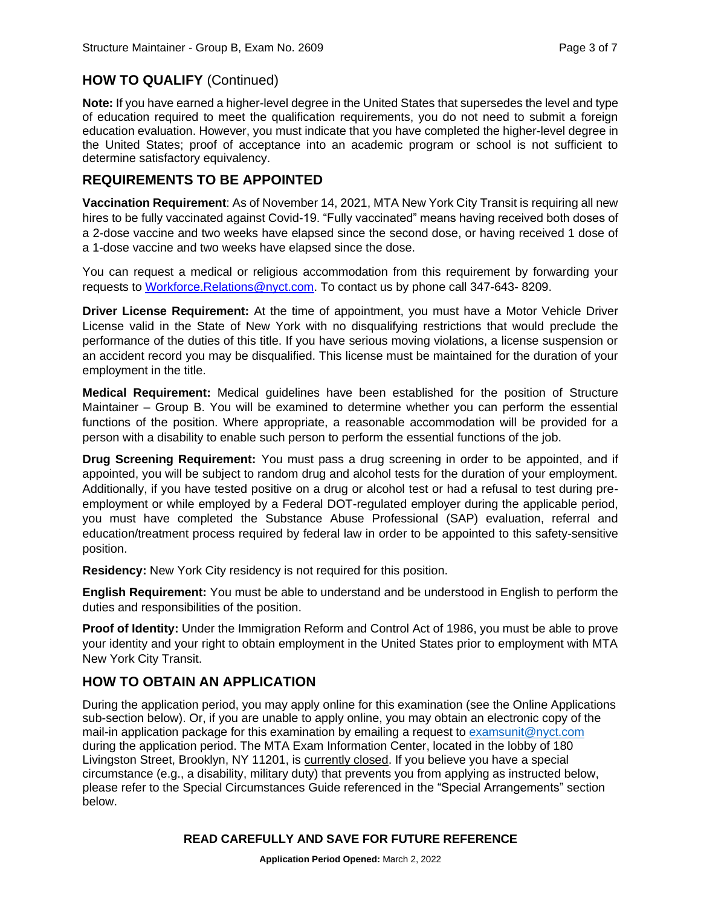## HOW TO QUALIFY (Continued)

**Note:** If you have earned a higher-level degree in the United States that supersedes the level and type of education required to meet the qualification requirements, you do not need to submit a foreign education evaluation. However, you must indicate that you have completed the higher-level degree in the United States; proof of acceptance into an academic program or school is not sufficient to determine satisfactory equivalency.

## REQUIREMENTS TO BE APPOINTED

**Vaccination Requirement**: As of November 14, 2021, MTA New York City Transit is requiring all new hires to be fully vaccinated against Covid-19. "Fully vaccinated" means having received both doses of a 2-dose vaccine and two weeks have elapsed since the second dose, or having received 1 dose of a 1-dose vaccine and two weeks have elapsed since the dose.

You can request a medical or religious accommodation from this requirement by forwarding your requests to Workforce.Relations@nyct.com. To contact us by phone call 347-643- 8209.

**Driver License Requirement:** At the time of appointment, you must have a Motor Vehicle Driver License valid in the State of New York with no disqualifying restrictions that would preclude the performance of the duties of this title. If you have serious moving violations, a license suspension or an accident record you may be disqualified. This license must be maintained for the duration of your employment in the title.

**Medical Requirement:** Medical guidelines have been established for the position of Structure Maintainer – Group B. You will be examined to determine whether you can perform the essential functions of the position. Where appropriate, a reasonable accommodation will be provided for a person with a disability to enable such person to perform the essential functions of the job.

**Drug Screening Requirement:** You must pass a drug screening in order to be appointed, and if appointed, you will be subject to random drug and alcohol tests for the duration of your employment. Additionally, if you have tested positive on a drug or alcohol test or had a refusal to test during pre-employment or while employed by a Federal DOT-regulated employer during the applicable period, you must have completed the Substance Abuse Professional (SAP) evaluation, referral and education/treatment process required by federal law in order to be appointed to this safety-sensitive position.

**Residency:** New York City residency is not required for this position.

**English Requirement:** You must be able to understand and be understood in English to perform the duties and responsibilities of the position.

**Proof of Identity:** Under the Immigration Reform and Control Act of 1986, you must be able to prove your identity and your right to obtain employment in the United States prior to employment with MTA New York City Transit.

## HOW TO OBTAIN AN APPLICATION

During the application period, you may apply online for this examination (see the Online Applications sub-section below). Or, if you are unable to apply online, you may obtain an electronic copy of the mail-in application package for this examination by emailing a request to examsunit@nyct.com during the application period. The MTA Exam Information Center, located in the lobby of 180 Livingston Street, Brooklyn, NY 11201, is currently closed. If you believe you have a special circumstance (e.g., a disability, military duty) that prevents you from applying as instructed below, please refer to the Special Circumstances Guide referenced in the "Special Arrangements" section below.

**READ CAREFULLY AND SAVE FOR FUTURE REFERENCE**

**Application Period Opened:** March 2, 2022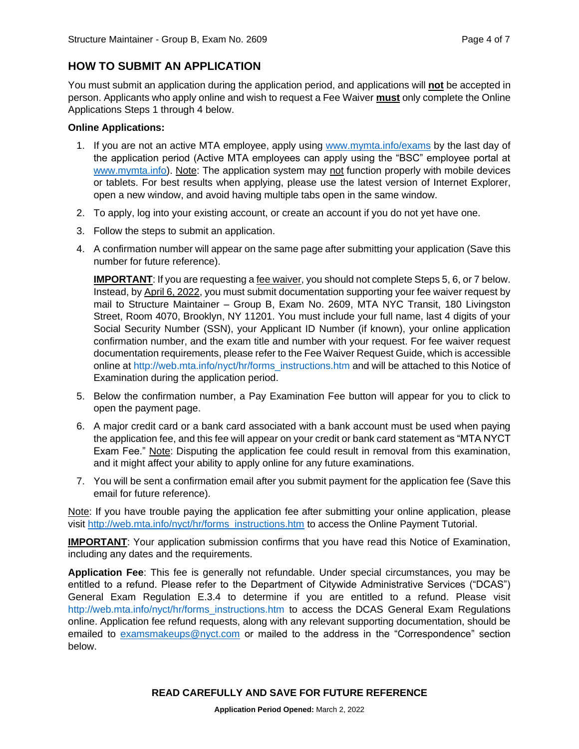## HOW TO SUBMIT AN APPLICATION

You must submit an application during the application period, and applications will **not** be accepted in person. Applicants who apply online and wish to request a Fee Waiver **must** only complete the Online Applications Steps 1 through 4 below.

**Online Applications:**

1. If you are not an active MTA employee, apply using www.mymta.info/exams by the last day of the application period (Active MTA employees can apply using the "BSC" employee portal at www.mymta.info). Note: The application system may not function properly with mobile devices or tablets. For best results when applying, please use the latest version of Internet Explorer, open a new window, and avoid having multiple tabs open in the same window.
2. To apply, log into your existing account, or create an account if you do not yet have one.
3. Follow the steps to submit an application.
4. A confirmation number will appear on the same page after submitting your application (Save this number for future reference).

   **IMPORTANT**: If you are requesting a fee waiver, you should not complete Steps 5, 6, or 7 below. Instead, by April 6, 2022, you must submit documentation supporting your fee waiver request by mail to Structure Maintainer – Group B, Exam No. 2609, MTA NYC Transit, 180 Livingston Street, Room 4070, Brooklyn, NY 11201. You must include your full name, last 4 digits of your Social Security Number (SSN), your Applicant ID Number (if known), your online application confirmation number, and the exam title and number with your request. For fee waiver request documentation requirements, please refer to the Fee Waiver Request Guide, which is accessible online at http://web.mta.info/nyct/hr/forms_instructions.htm and will be attached to this Notice of Examination during the application period.

5. Below the confirmation number, a Pay Examination Fee button will appear for you to click to open the payment page.
6. A major credit card or a bank card associated with a bank account must be used when paying the application fee, and this fee will appear on your credit or bank card statement as "MTA NYCT Exam Fee." Note: Disputing the application fee could result in removal from this examination, and it might affect your ability to apply online for any future examinations.
7. You will be sent a confirmation email after you submit payment for the application fee (Save this email for future reference).

Note: If you have trouble paying the application fee after submitting your online application, please visit http://web.mta.info/nyct/hr/forms_instructions.htm to access the Online Payment Tutorial.

**IMPORTANT**: Your application submission confirms that you have read this Notice of Examination, including any dates and the requirements.

**Application Fee**: This fee is generally not refundable. Under special circumstances, you may be entitled to a refund. Please refer to the Department of Citywide Administrative Services ("DCAS") General Exam Regulation E.3.4 to determine if you are entitled to a refund. Please visit http://web.mta.info/nyct/hr/forms_instructions.htm to access the DCAS General Exam Regulations online. Application fee refund requests, along with any relevant supporting documentation, should be emailed to examsmakeups@nyct.com or mailed to the address in the "Correspondence" section below.

**READ CAREFULLY AND SAVE FOR FUTURE REFERENCE**

**Application Period Opened:** March 2, 2022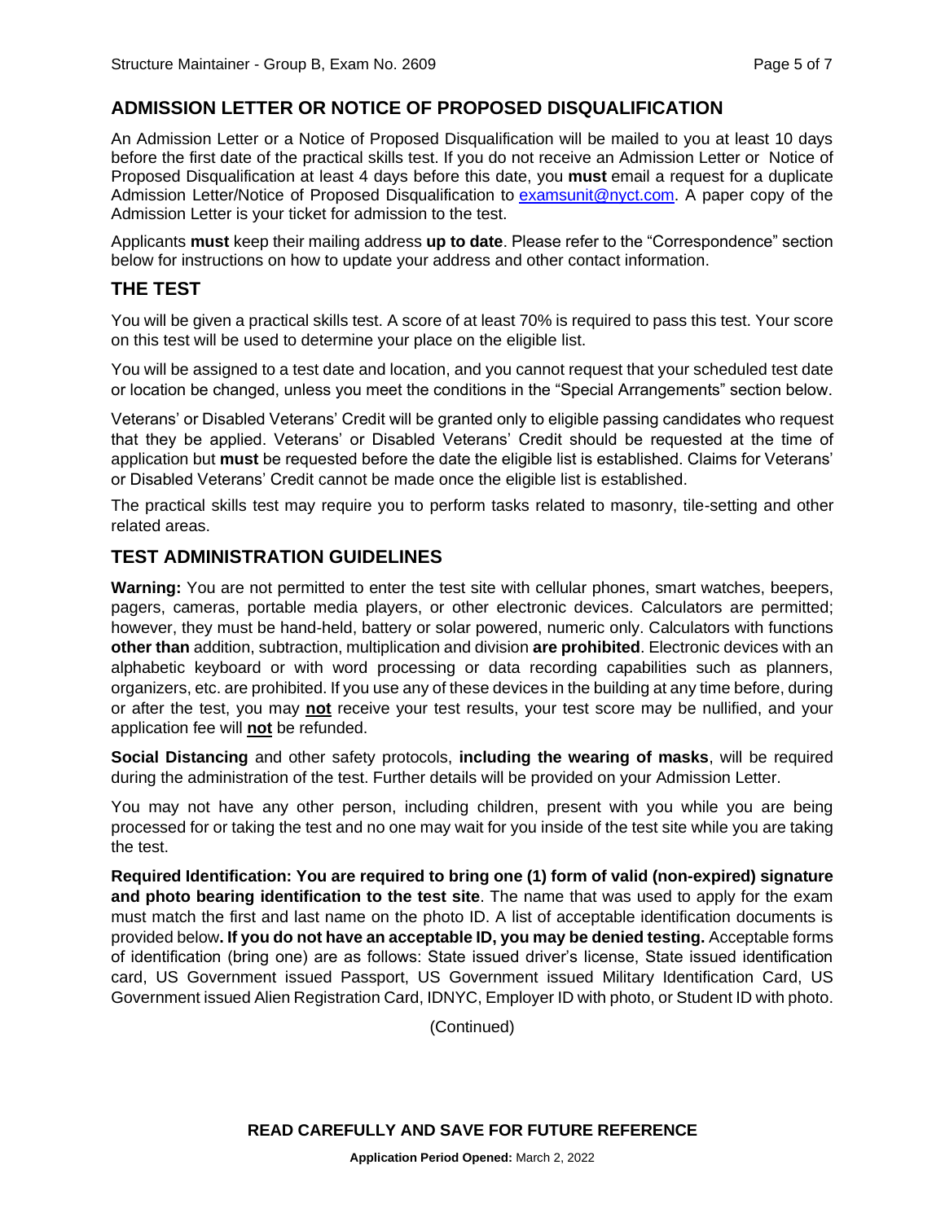## ADMISSION LETTER OR NOTICE OF PROPOSED DISQUALIFICATION

An Admission Letter or a Notice of Proposed Disqualification will be mailed to you at least 10 days before the first date of the practical skills test. If you do not receive an Admission Letter or Notice of Proposed Disqualification at least 4 days before this date, you **must** email a request for a duplicate Admission Letter/Notice of Proposed Disqualification to examsunit@nyct.com. A paper copy of the Admission Letter is your ticket for admission to the test.

Applicants **must** keep their mailing address **up to date**. Please refer to the "Correspondence" section below for instructions on how to update your address and other contact information.

## THE TEST

You will be given a practical skills test. A score of at least 70% is required to pass this test. Your score on this test will be used to determine your place on the eligible list.

You will be assigned to a test date and location, and you cannot request that your scheduled test date or location be changed, unless you meet the conditions in the "Special Arrangements" section below.

Veterans' or Disabled Veterans' Credit will be granted only to eligible passing candidates who request that they be applied. Veterans' or Disabled Veterans' Credit should be requested at the time of application but **must** be requested before the date the eligible list is established. Claims for Veterans' or Disabled Veterans' Credit cannot be made once the eligible list is established.

The practical skills test may require you to perform tasks related to masonry, tile-setting and other related areas.

## TEST ADMINISTRATION GUIDELINES

**Warning:** You are not permitted to enter the test site with cellular phones, smart watches, beepers, pagers, cameras, portable media players, or other electronic devices. Calculators are permitted; however, they must be hand-held, battery or solar powered, numeric only. Calculators with functions **other than** addition, subtraction, multiplication and division **are prohibited**. Electronic devices with an alphabetic keyboard or with word processing or data recording capabilities such as planners, organizers, etc. are prohibited. If you use any of these devices in the building at any time before, during or after the test, you may **not** receive your test results, your test score may be nullified, and your application fee will **not** be refunded.

**Social Distancing** and other safety protocols, **including the wearing of masks**, will be required during the administration of the test. Further details will be provided on your Admission Letter.

You may not have any other person, including children, present with you while you are being processed for or taking the test and no one may wait for you inside of the test site while you are taking the test.

**Required Identification: You are required to bring one (1) form of valid (non-expired) signature and photo bearing identification to the test site**. The name that was used to apply for the exam must match the first and last name on the photo ID. A list of acceptable identification documents is provided below**. If you do not have an acceptable ID, you may be denied testing.** Acceptable forms of identification (bring one) are as follows: State issued driver's license, State issued identification card, US Government issued Passport, US Government issued Military Identification Card, US Government issued Alien Registration Card, IDNYC, Employer ID with photo, or Student ID with photo.

(Continued)

**READ CAREFULLY AND SAVE FOR FUTURE REFERENCE**

**Application Period Opened:** March 2, 2022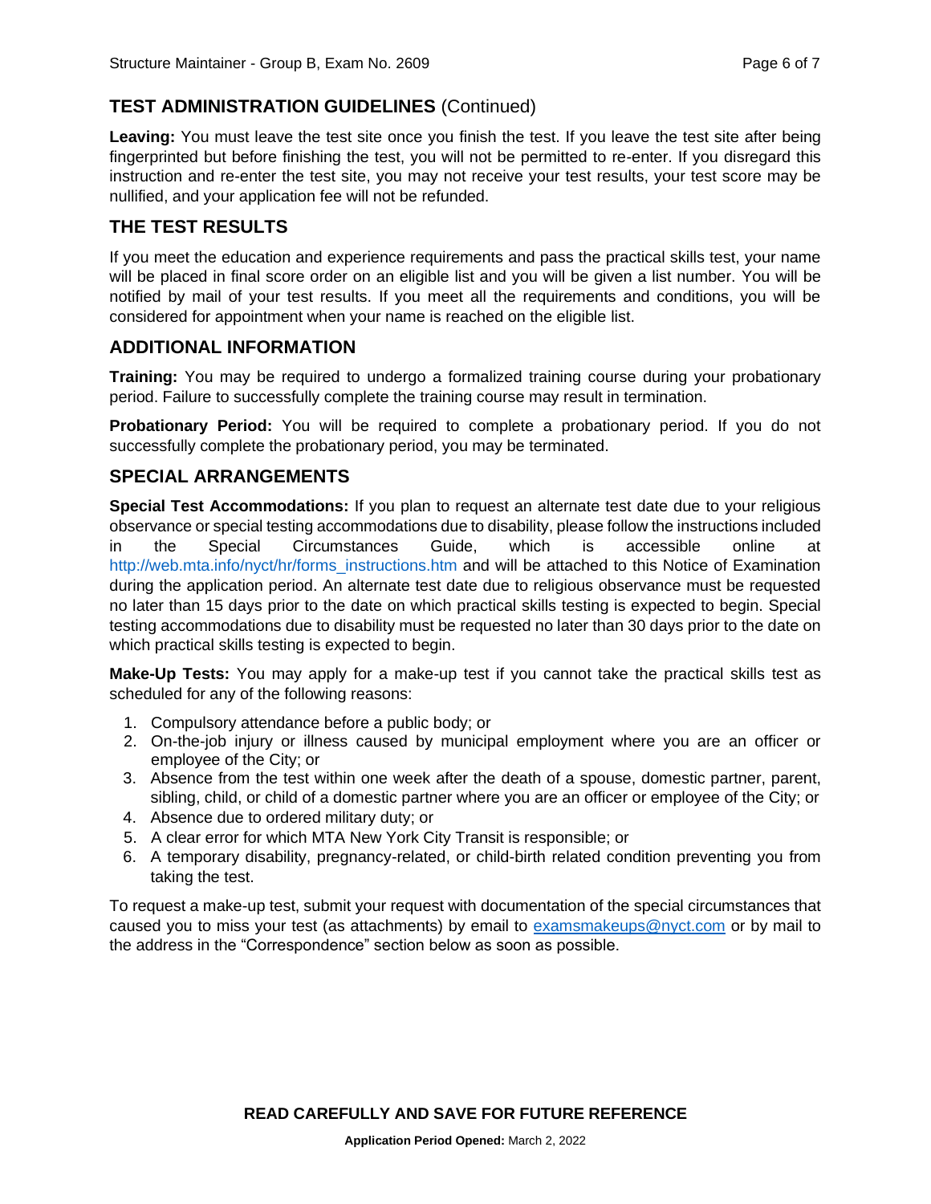## TEST ADMINISTRATION GUIDELINES (Continued)

**Leaving:** You must leave the test site once you finish the test. If you leave the test site after being fingerprinted but before finishing the test, you will not be permitted to re-enter. If you disregard this instruction and re-enter the test site, you may not receive your test results, your test score may be nullified, and your application fee will not be refunded.

## THE TEST RESULTS

If you meet the education and experience requirements and pass the practical skills test, your name will be placed in final score order on an eligible list and you will be given a list number. You will be notified by mail of your test results. If you meet all the requirements and conditions, you will be considered for appointment when your name is reached on the eligible list.

## ADDITIONAL INFORMATION

**Training:** You may be required to undergo a formalized training course during your probationary period. Failure to successfully complete the training course may result in termination.

**Probationary Period:** You will be required to complete a probationary period. If you do not successfully complete the probationary period, you may be terminated.

## SPECIAL ARRANGEMENTS

**Special Test Accommodations:** If you plan to request an alternate test date due to your religious observance or special testing accommodations due to disability, please follow the instructions included in the Special Circumstances Guide, which is accessible online at http://web.mta.info/nyct/hr/forms_instructions.htm and will be attached to this Notice of Examination during the application period. An alternate test date due to religious observance must be requested no later than 15 days prior to the date on which practical skills testing is expected to begin. Special testing accommodations due to disability must be requested no later than 30 days prior to the date on which practical skills testing is expected to begin.

**Make-Up Tests:** You may apply for a make-up test if you cannot take the practical skills test as scheduled for any of the following reasons:

1. Compulsory attendance before a public body; or
2. On-the-job injury or illness caused by municipal employment where you are an officer or employee of the City; or
3. Absence from the test within one week after the death of a spouse, domestic partner, parent, sibling, child, or child of a domestic partner where you are an officer or employee of the City; or
4. Absence due to ordered military duty; or
5. A clear error for which MTA New York City Transit is responsible; or
6. A temporary disability, pregnancy-related, or child-birth related condition preventing you from taking the test.

To request a make-up test, submit your request with documentation of the special circumstances that caused you to miss your test (as attachments) by email to examsmakeups@nyct.com or by mail to the address in the "Correspondence" section below as soon as possible.

**READ CAREFULLY AND SAVE FOR FUTURE REFERENCE**

**Application Period Opened:** March 2, 2022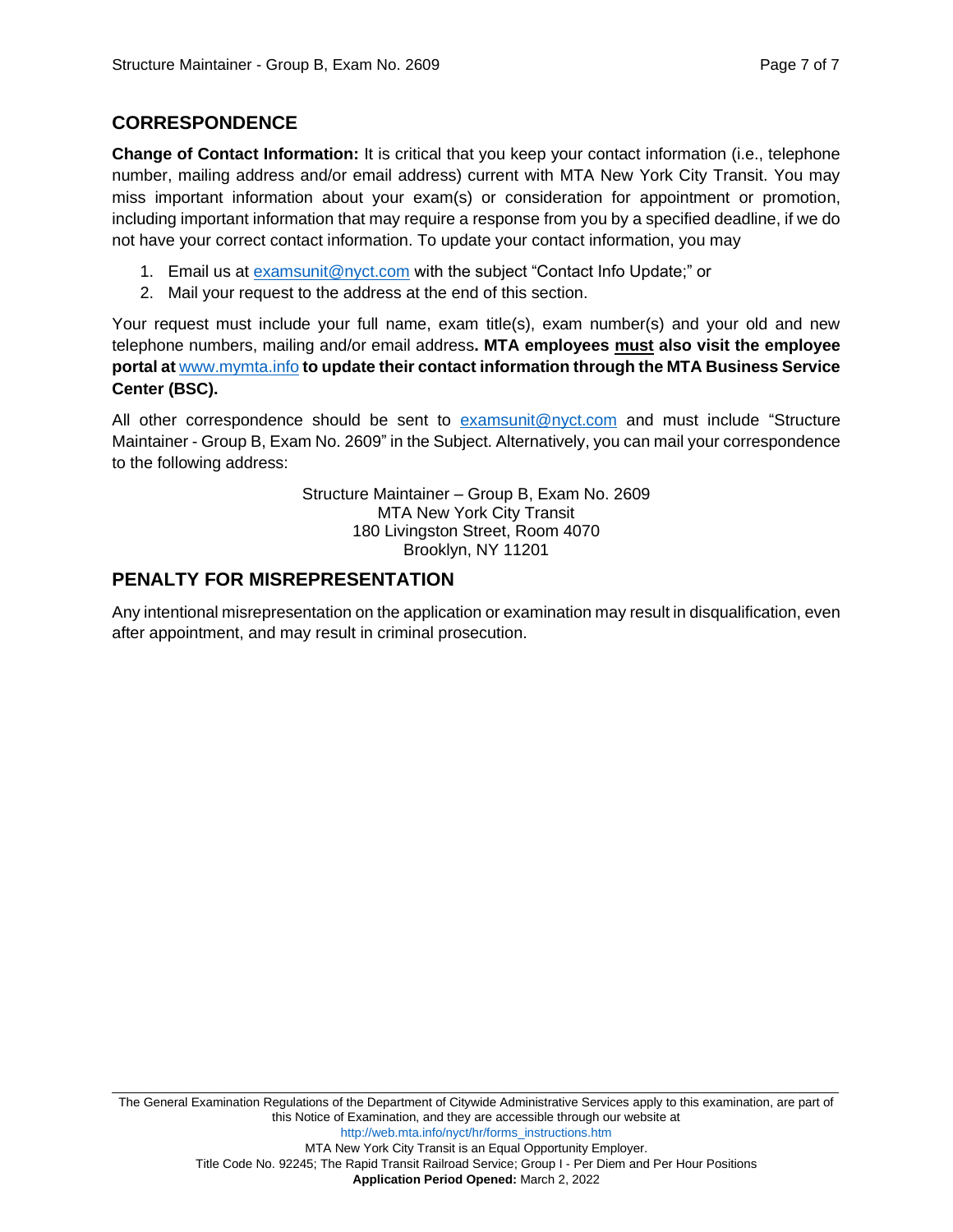## CORRESPONDENCE

**Change of Contact Information:** It is critical that you keep your contact information (i.e., telephone number, mailing address and/or email address) current with MTA New York City Transit. You may miss important information about your exam(s) or consideration for appointment or promotion, including important information that may require a response from you by a specified deadline, if we do not have your correct contact information. To update your contact information, you may

1. Email us at examsunit@nyct.com with the subject "Contact Info Update;" or
2. Mail your request to the address at the end of this section.

Your request must include your full name, exam title(s), exam number(s) and your old and new telephone numbers, mailing and/or email address**. MTA employees <u>must</u> also visit the employee portal at** www.mymta.info **to update their contact information through the MTA Business Service Center (BSC).**

All other correspondence should be sent to examsunit@nyct.com and must include "Structure Maintainer - Group B, Exam No. 2609" in the Subject. Alternatively, you can mail your correspondence to the following address:

Structure Maintainer – Group B, Exam No. 2609
MTA New York City Transit
180 Livingston Street, Room 4070
Brooklyn, NY 11201

## PENALTY FOR MISREPRESENTATION

Any intentional misrepresentation on the application or examination may result in disqualification, even after appointment, and may result in criminal prosecution.

The General Examination Regulations of the Department of Citywide Administrative Services apply to this examination, are part of this Notice of Examination, and they are accessible through our website at http://web.mta.info/nyct/hr/forms_instructions.htm

MTA New York City Transit is an Equal Opportunity Employer.

Title Code No. 92245; The Rapid Transit Railroad Service; Group I - Per Diem and Per Hour Positions

**Application Period Opened:** March 2, 2022